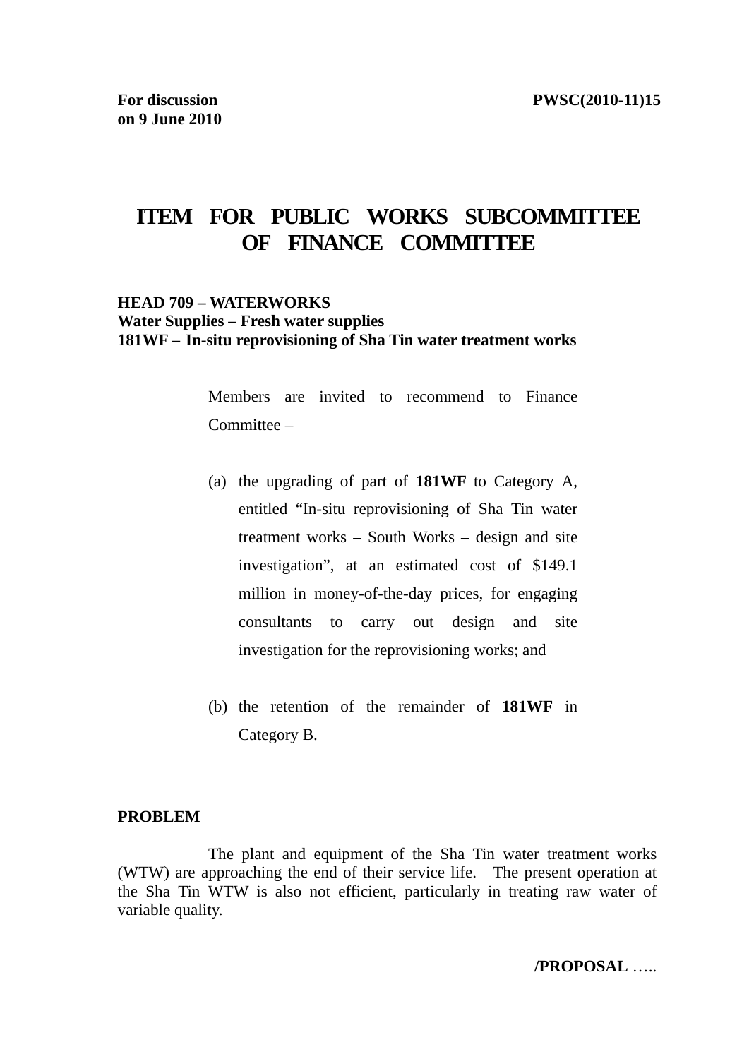**For discussion on 9 June 2010** **PWSC(2010-11)15**

# ITEM FOR PUBLIC WORKS SUBCOMMITTEE OF FINANCE COMMITTEE

**HEAD 709 – WATERWORKS**
**Water Supplies – Fresh water supplies**
**181WF – In-situ reprovisioning of Sha Tin water treatment works**

Members are invited to recommend to Finance Committee –

(a) the upgrading of part of **181WF** to Category A, entitled "In-situ reprovisioning of Sha Tin water treatment works – South Works – design and site investigation", at an estimated cost of $149.1 million in money-of-the-day prices, for engaging consultants to carry out design and site investigation for the reprovisioning works; and

(b) the retention of the remainder of **181WF** in Category B.

**PROBLEM**

The plant and equipment of the Sha Tin water treatment works (WTW) are approaching the end of their service life. The present operation at the Sha Tin WTW is also not efficient, particularly in treating raw water of variable quality.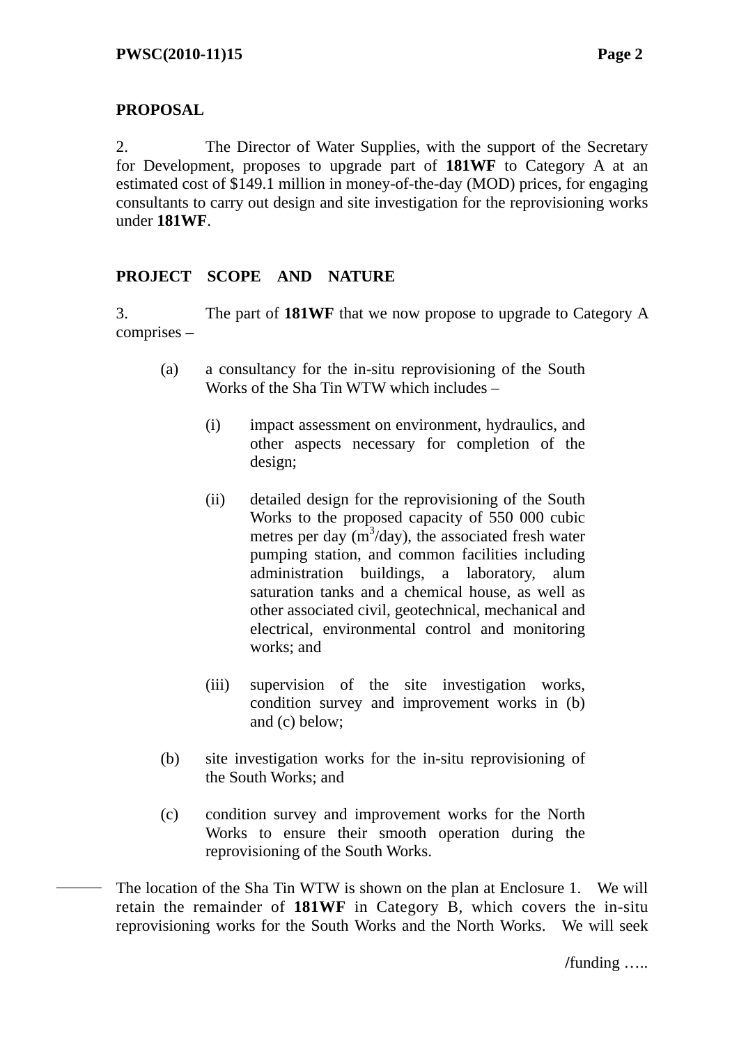**PROPOSAL**

2. The Director of Water Supplies, with the support of the Secretary for Development, proposes to upgrade part of **181WF** to Category A at an estimated cost of $149.1 million in money-of-the-day (MOD) prices, for engaging consultants to carry out design and site investigation for the reprovisioning works under **181WF**.

**PROJECT SCOPE AND NATURE**

3. The part of **181WF** that we now propose to upgrade to Category A comprises –

(a) a consultancy for the in-situ reprovisioning of the South Works of the Sha Tin WTW which includes –

   (i) impact assessment on environment, hydraulics, and other aspects necessary for completion of the design;

   (ii) detailed design for the reprovisioning of the South Works to the proposed capacity of 550 000 cubic metres per day ($m^3$/day), the associated fresh water pumping station, and common facilities including administration buildings, a laboratory, alum saturation tanks and a chemical house, as well as other associated civil, geotechnical, mechanical and electrical, environmental control and monitoring works; and

   (iii) supervision of the site investigation works, condition survey and improvement works in (b) and (c) below;

(b) site investigation works for the in-situ reprovisioning of the South Works; and

(c) condition survey and improvement works for the North Works to ensure their smooth operation during the reprovisioning of the South Works.

The location of the Sha Tin WTW is shown on the plan at Enclosure 1. We will retain the remainder of **181WF** in Category B, which covers the in-situ reprovisioning works for the South Works and the North Works. We will seek

/funding …..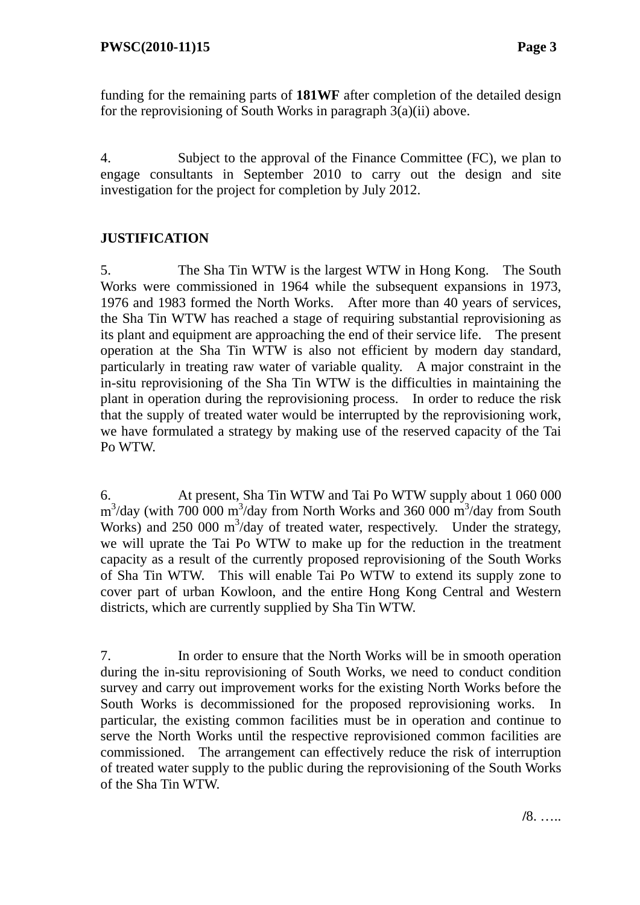funding for the remaining parts of **181WF** after completion of the detailed design for the reprovisioning of South Works in paragraph 3(a)(ii) above.

4. Subject to the approval of the Finance Committee (FC), we plan to engage consultants in September 2010 to carry out the design and site investigation for the project for completion by July 2012.

**JUSTIFICATION**

5. The Sha Tin WTW is the largest WTW in Hong Kong. The South Works were commissioned in 1964 while the subsequent expansions in 1973, 1976 and 1983 formed the North Works. After more than 40 years of services, the Sha Tin WTW has reached a stage of requiring substantial reprovisioning as its plant and equipment are approaching the end of their service life. The present operation at the Sha Tin WTW is also not efficient by modern day standard, particularly in treating raw water of variable quality. A major constraint in the in-situ reprovisioning of the Sha Tin WTW is the difficulties in maintaining the plant in operation during the reprovisioning process. In order to reduce the risk that the supply of treated water would be interrupted by the reprovisioning work, we have formulated a strategy by making use of the reserved capacity of the Tai Po WTW.

6. At present, Sha Tin WTW and Tai Po WTW supply about 1 060 000 $m^3$/day (with 700 000 $m^3$/day from North Works and 360 000 $m^3$/day from South Works) and 250 000 $m^3$/day of treated water, respectively. Under the strategy, we will uprate the Tai Po WTW to make up for the reduction in the treatment capacity as a result of the currently proposed reprovisioning of the South Works of Sha Tin WTW. This will enable Tai Po WTW to extend its supply zone to cover part of urban Kowloon, and the entire Hong Kong Central and Western districts, which are currently supplied by Sha Tin WTW.

7. In order to ensure that the North Works will be in smooth operation during the in-situ reprovisioning of South Works, we need to conduct condition survey and carry out improvement works for the existing North Works before the South Works is decommissioned for the proposed reprovisioning works. In particular, the existing common facilities must be in operation and continue to serve the North Works until the respective reprovisioned common facilities are commissioned. The arrangement can effectively reduce the risk of interruption of treated water supply to the public during the reprovisioning of the South Works of the Sha Tin WTW.

/8. …..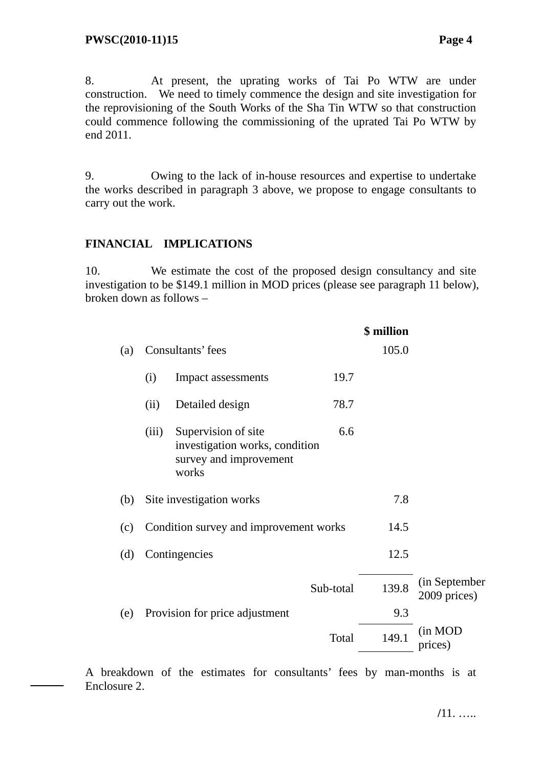8. At present, the uprating works of Tai Po WTW are under construction. We need to timely commence the design and site investigation for the reprovisioning of the South Works of the Sha Tin WTW so that construction could commence following the commissioning of the uprated Tai Po WTW by end 2011.

9. Owing to the lack of in-house resources and expertise to undertake the works described in paragraph 3 above, we propose to engage consultants to carry out the work.

**FINANCIAL IMPLICATIONS**

10. We estimate the cost of the proposed design consultancy and site investigation to be $149.1 million in MOD prices (please see paragraph 11 below), broken down as follows –

| | | | | **$ million** | |
|---|---|---|---|---|---|
| (a) | Consultants' fees | | | 105.0 | |
| | (i) | Impact assessments | 19.7 | | |
| | (ii) | Detailed design | 78.7 | | |
| | (iii) | Supervision of site investigation works, condition survey and improvement works | 6.6 | | |
| (b) | Site investigation works | | | 7.8 | |
| (c) | Condition survey and improvement works | | | 14.5 | |
| (d) | Contingencies | | | 12.5 | |
| | | | Sub-total | 139.8 | (in September 2009 prices) |
| (e) | Provision for price adjustment | | | 9.3 | |
| | | | Total | 149.1 | (in MOD prices) |

A breakdown of the estimates for consultants' fees by man-months is at Enclosure 2.

/11. …..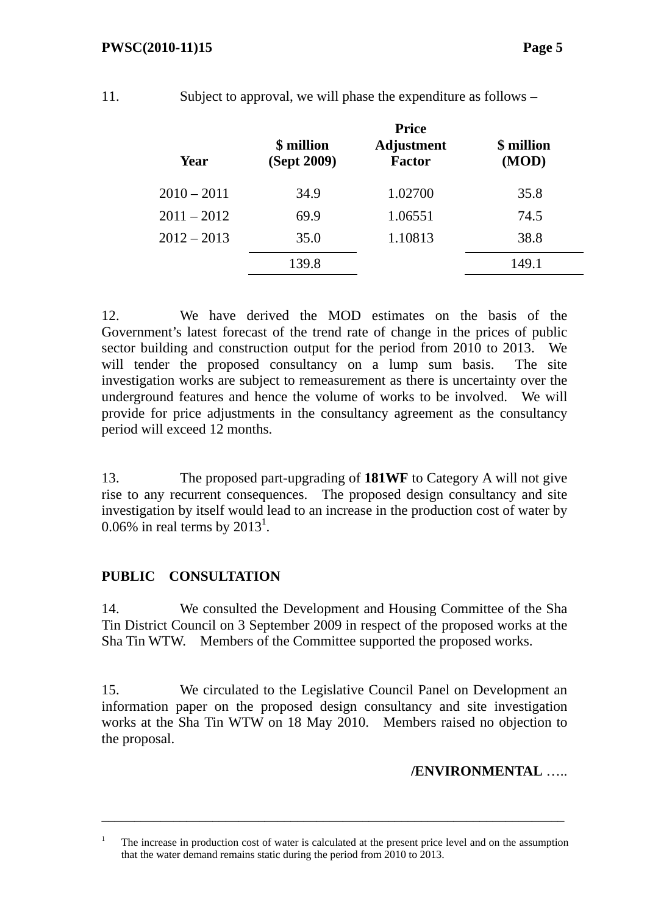11. Subject to approval, we will phase the expenditure as follows –

| Year | $ million (Sept 2009) | Price Adjustment Factor | $ million (MOD) |
|---|---|---|---|
| 2010 – 2011 | 34.9 | 1.02700 | 35.8 |
| 2011 – 2012 | 69.9 | 1.06551 | 74.5 |
| 2012 – 2013 | 35.0 | 1.10813 | 38.8 |
| | 139.8 | | 149.1 |

12. We have derived the MOD estimates on the basis of the Government's latest forecast of the trend rate of change in the prices of public sector building and construction output for the period from 2010 to 2013. We will tender the proposed consultancy on a lump sum basis. The site investigation works are subject to remeasurement as there is uncertainty over the underground features and hence the volume of works to be involved. We will provide for price adjustments in the consultancy agreement as the consultancy period will exceed 12 months.

13. The proposed part-upgrading of **181WF** to Category A will not give rise to any recurrent consequences. The proposed design consultancy and site investigation by itself would lead to an increase in the production cost of water by 0.06% in real terms by 2013[1].

## PUBLIC CONSULTATION

14. We consulted the Development and Housing Committee of the Sha Tin District Council on 3 September 2009 in respect of the proposed works at the Sha Tin WTW. Members of the Committee supported the proposed works.

15. We circulated to the Legislative Council Panel on Development an information paper on the proposed design consultancy and site investigation works at the Sha Tin WTW on 18 May 2010. Members raised no objection to the proposal.

**/ENVIRONMENTAL** …..

---

[1] The increase in production cost of water is calculated at the present price level and on the assumption that the water demand remains static during the period from 2010 to 2013.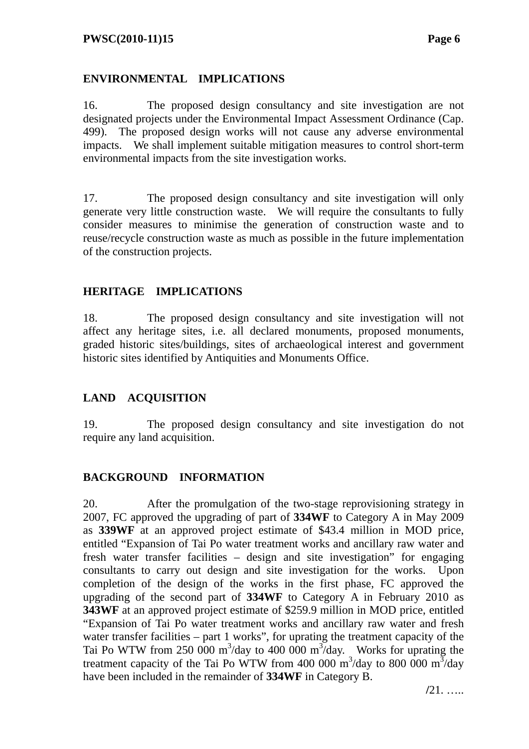## ENVIRONMENTAL IMPLICATIONS

16. The proposed design consultancy and site investigation are not designated projects under the Environmental Impact Assessment Ordinance (Cap. 499). The proposed design works will not cause any adverse environmental impacts. We shall implement suitable mitigation measures to control short-term environmental impacts from the site investigation works.

17. The proposed design consultancy and site investigation will only generate very little construction waste. We will require the consultants to fully consider measures to minimise the generation of construction waste and to reuse/recycle construction waste as much as possible in the future implementation of the construction projects.

## HERITAGE IMPLICATIONS

18. The proposed design consultancy and site investigation will not affect any heritage sites, i.e. all declared monuments, proposed monuments, graded historic sites/buildings, sites of archaeological interest and government historic sites identified by Antiquities and Monuments Office.

## LAND ACQUISITION

19. The proposed design consultancy and site investigation do not require any land acquisition.

## BACKGROUND INFORMATION

20. After the promulgation of the two-stage reprovisioning strategy in 2007, FC approved the upgrading of part of **334WF** to Category A in May 2009 as **339WF** at an approved project estimate of $43.4 million in MOD price, entitled "Expansion of Tai Po water treatment works and ancillary raw water and fresh water transfer facilities – design and site investigation" for engaging consultants to carry out design and site investigation for the works. Upon completion of the design of the works in the first phase, FC approved the upgrading of the second part of **334WF** to Category A in February 2010 as **343WF** at an approved project estimate of $259.9 million in MOD price, entitled "Expansion of Tai Po water treatment works and ancillary raw water and fresh water transfer facilities – part 1 works", for uprating the treatment capacity of the Tai Po WTW from 250 000 $m^3$/day to 400 000 $m^3$/day. Works for uprating the treatment capacity of the Tai Po WTW from 400 000 $m^3$/day to 800 000 $m^3$/day have been included in the remainder of **334WF** in Category B.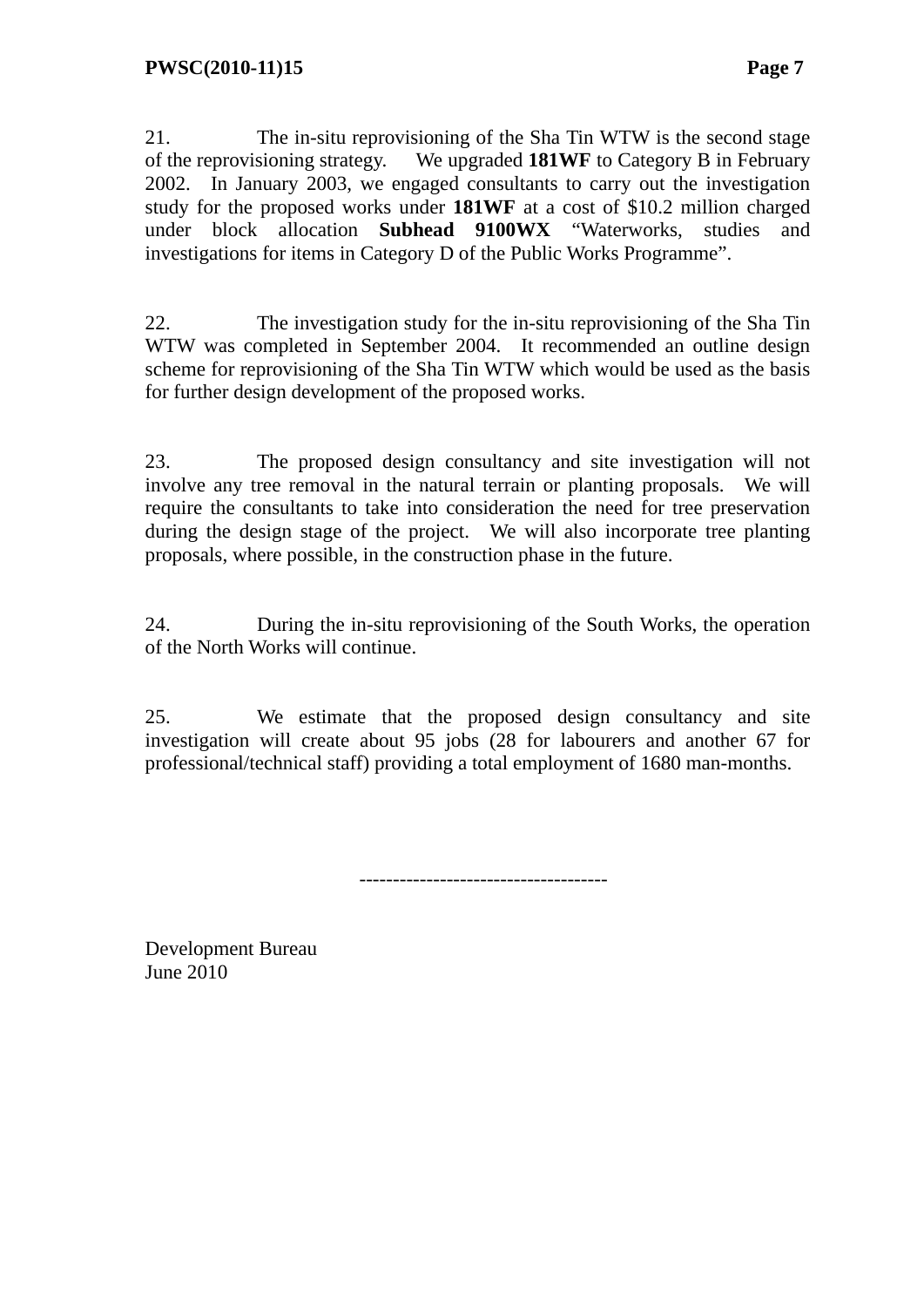21. The in-situ reprovisioning of the Sha Tin WTW is the second stage of the reprovisioning strategy. We upgraded **181WF** to Category B in February 2002. In January 2003, we engaged consultants to carry out the investigation study for the proposed works under **181WF** at a cost of $10.2 million charged under block allocation **Subhead 9100WX** "Waterworks, studies and investigations for items in Category D of the Public Works Programme".

22. The investigation study for the in-situ reprovisioning of the Sha Tin WTW was completed in September 2004. It recommended an outline design scheme for reprovisioning of the Sha Tin WTW which would be used as the basis for further design development of the proposed works.

23. The proposed design consultancy and site investigation will not involve any tree removal in the natural terrain or planting proposals. We will require the consultants to take into consideration the need for tree preservation during the design stage of the project. We will also incorporate tree planting proposals, where possible, in the construction phase in the future.

24. During the in-situ reprovisioning of the South Works, the operation of the North Works will continue.

25. We estimate that the proposed design consultancy and site investigation will create about 95 jobs (28 for labourers and another 67 for professional/technical staff) providing a total employment of 1680 man-months.

------------------------------------

Development Bureau
June 2010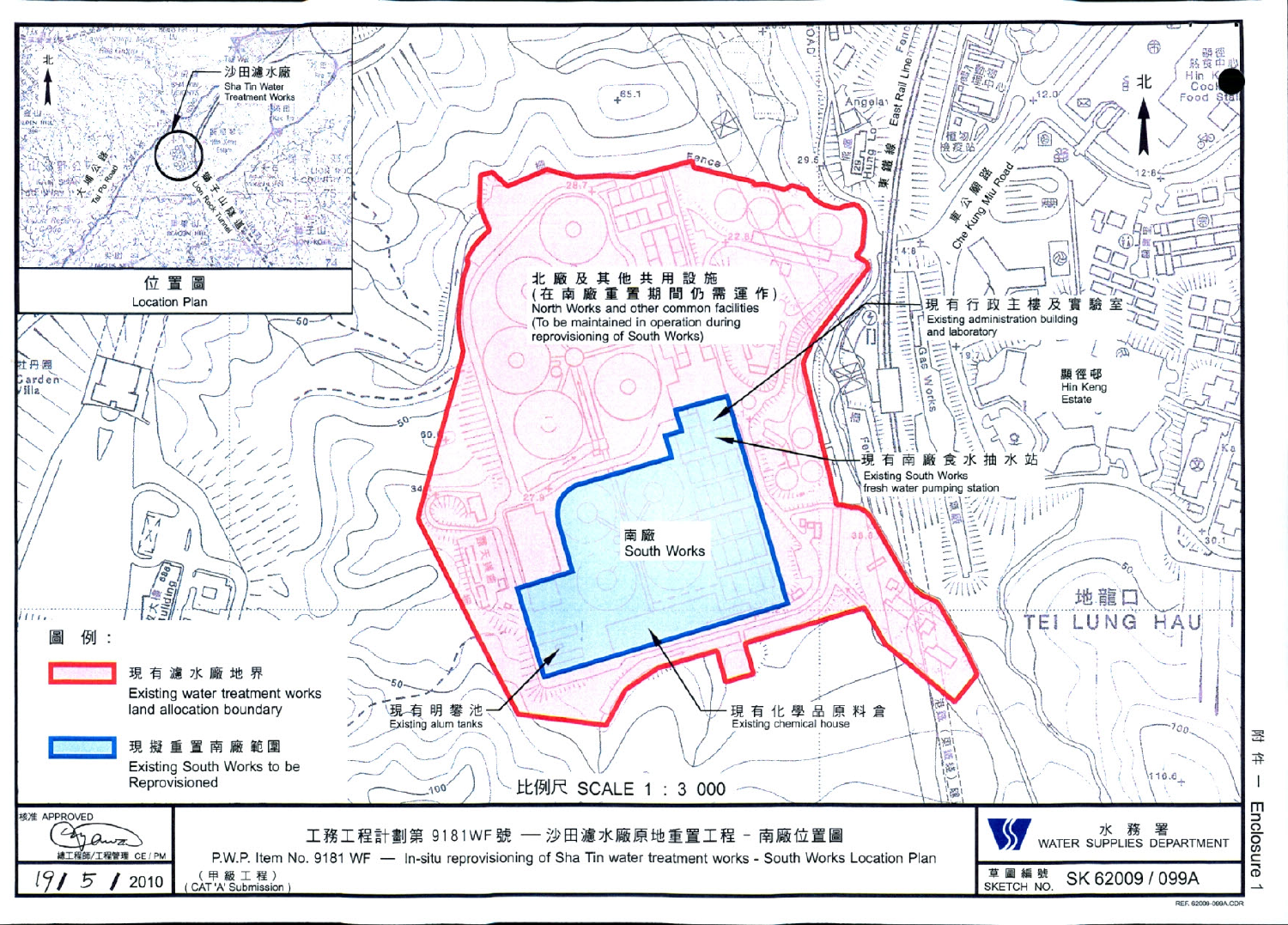附件一 Enclosure 1

工務工程計劃第 9181WF 號 — 沙田濾水廠原地重置工程 - 南廠位置圖

P.W.P. Item No. 9181 WF — In-situ reprovisioning of Sha Tin water treatment works - South Works Location Plan

（甲級工程）
（CAT 'A' Submission）

位置圖
Location Plan

沙田濾水廠
Sha Tin Water Treatment Works

北廠及其他共用設施
（在南廠重置期間仍需運作）
North Works and other common facilities
(To be maintained in operation during reprovisioning of South Works)

南廠
South Works

現有行政主樓及實驗室
Existing administration building and laboratory

現有南廠食水抽水站
Existing South Works fresh water pumping station

現有明礬池
Existing alum tanks

現有化學品原料倉
Existing chemical house

圖例：

- 現有濾水廠地界 / Existing water treatment works land allocation boundary
- 現擬重置南廠範圍 / Existing South Works to be Reprovisioned

比例尺 SCALE 1 : 3 000

核准 APPROVED
總工程師/工程管理 CE / PM
19 / 5 / 2010

水務署
WATER SUPPLIES DEPARTMENT

草圖編號
SKETCH NO. SK 62009 / 099A

REF. 62009-099A.CDR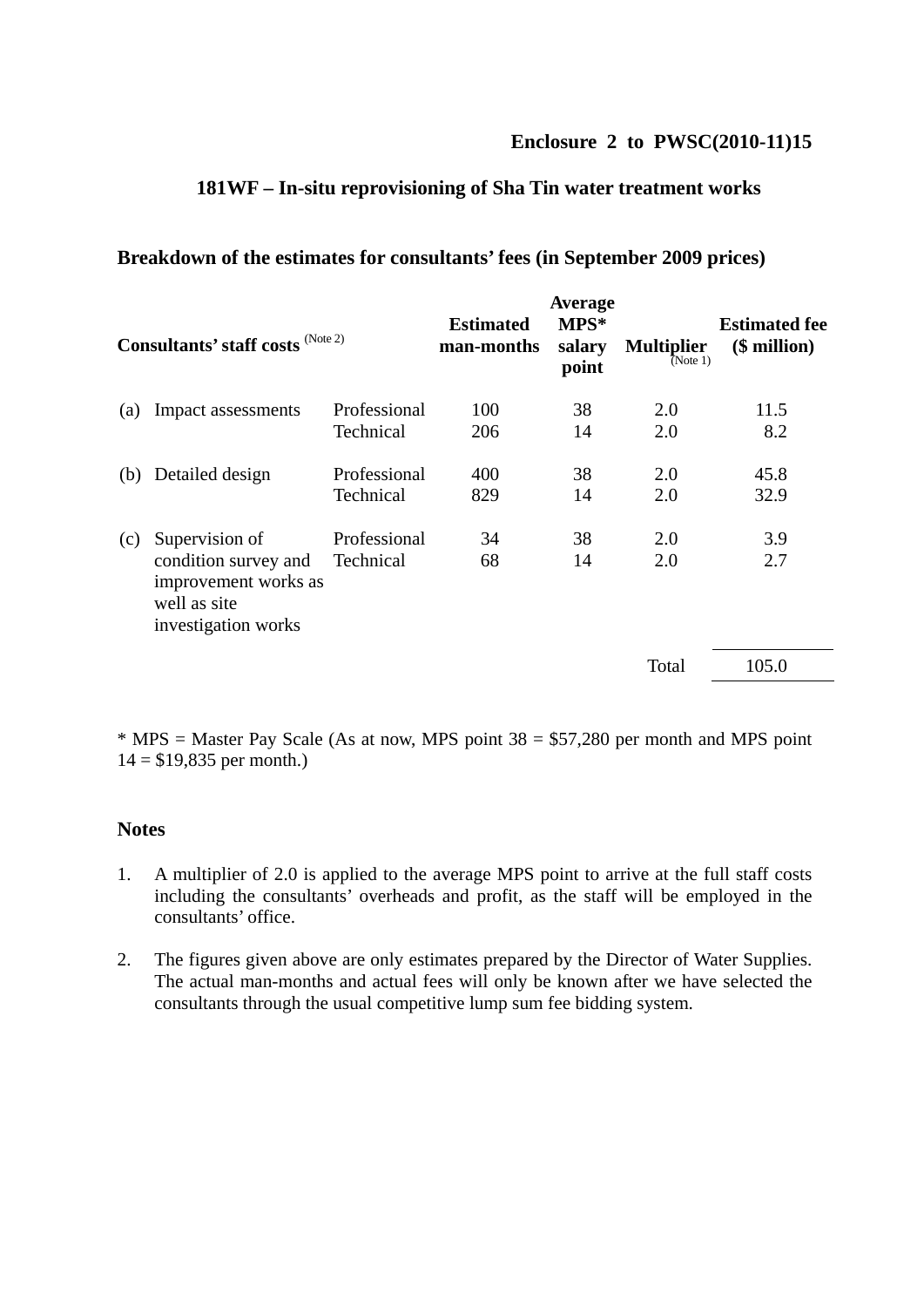**Enclosure 2 to PWSC(2010-11)15**

## 181WF – In-situ reprovisioning of Sha Tin water treatment works

### Breakdown of the estimates for consultants' fees (in September 2009 prices)

| Consultants' staff costs (Note 2) | | | Estimated man-months | Average MPS* salary point | Multiplier (Note 1) | Estimated fee ($ million) |
|---|---|---|---|---|---|---|
| (a) | Impact assessments | Professional | 100 | 38 | 2.0 | 11.5 |
| | | Technical | 206 | 14 | 2.0 | 8.2 |
| (b) | Detailed design | Professional | 400 | 38 | 2.0 | 45.8 |
| | | Technical | 829 | 14 | 2.0 | 32.9 |
| (c) | Supervision of condition survey and improvement works as well as site investigation works | Professional | 34 | 38 | 2.0 | 3.9 |
| | | Technical | 68 | 14 | 2.0 | 2.7 |
| | | | | | Total | 105.0 |

* MPS = Master Pay Scale (As at now, MPS point 38 = $57,280 per month and MPS point 14 = $19,835 per month.)

### Notes

1. A multiplier of 2.0 is applied to the average MPS point to arrive at the full staff costs including the consultants' overheads and profit, as the staff will be employed in the consultants' office.

2. The figures given above are only estimates prepared by the Director of Water Supplies. The actual man-months and actual fees will only be known after we have selected the consultants through the usual competitive lump sum fee bidding system.